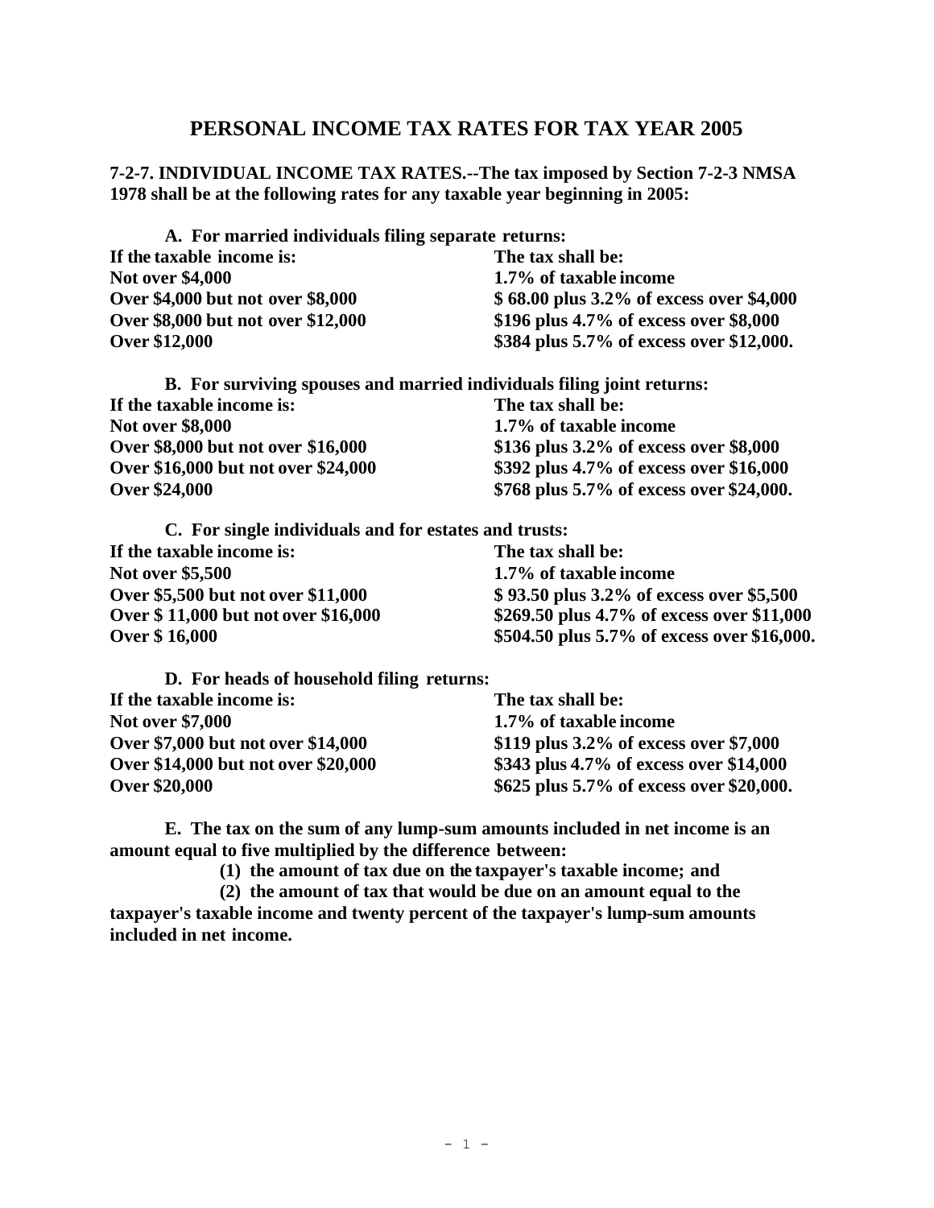# PERSONAL INCOME TAX RATES FOR TAX YEAR 2005

**7-2-7. INDIVIDUAL INCOME TAX RATES.--The tax imposed by Section 7-2-3 NMSA 1978 shall be at the following rates for any taxable year beginning in 2005:**

**A. For married individuals filing separate returns:**

| If the taxable income is: | The tax shall be: |
|---|---|
| Not over $4,000 | 1.7% of taxable income |
| Over $4,000 but not over $8,000 | $ 68.00 plus 3.2% of excess over $4,000 |
| Over $8,000 but not over $12,000 | $196 plus 4.7% of excess over $8,000 |
| Over $12,000 | $384 plus 5.7% of excess over $12,000. |

**B. For surviving spouses and married individuals filing joint returns:**

| If the taxable income is: | The tax shall be: |
|---|---|
| Not over $8,000 | 1.7% of taxable income |
| Over $8,000 but not over $16,000 | $136 plus 3.2% of excess over $8,000 |
| Over $16,000 but not over $24,000 | $392 plus 4.7% of excess over $16,000 |
| Over $24,000 | $768 plus 5.7% of excess over $24,000. |

**C. For single individuals and for estates and trusts:**

| If the taxable income is: | The tax shall be: |
|---|---|
| Not over $5,500 | 1.7% of taxable income |
| Over $5,500 but not over $11,000 | $ 93.50 plus 3.2% of excess over $5,500 |
| Over $ 11,000 but not over $16,000 | $269.50 plus 4.7% of excess over $11,000 |
| Over $ 16,000 | $504.50 plus 5.7% of excess over $16,000. |

**D. For heads of household filing returns:**

| If the taxable income is: | The tax shall be: |
|---|---|
| Not over $7,000 | 1.7% of taxable income |
| Over $7,000 but not over $14,000 | $119 plus 3.2% of excess over $7,000 |
| Over $14,000 but not over $20,000 | $343 plus 4.7% of excess over $14,000 |
| Over $20,000 | $625 plus 5.7% of excess over $20,000. |

**E. The tax on the sum of any lump-sum amounts included in net income is an amount equal to five multiplied by the difference between:**

**(1) the amount of tax due on the taxpayer's taxable income; and**

**(2) the amount of tax that would be due on an amount equal to the taxpayer's taxable income and twenty percent of the taxpayer's lump-sum amounts included in net income.**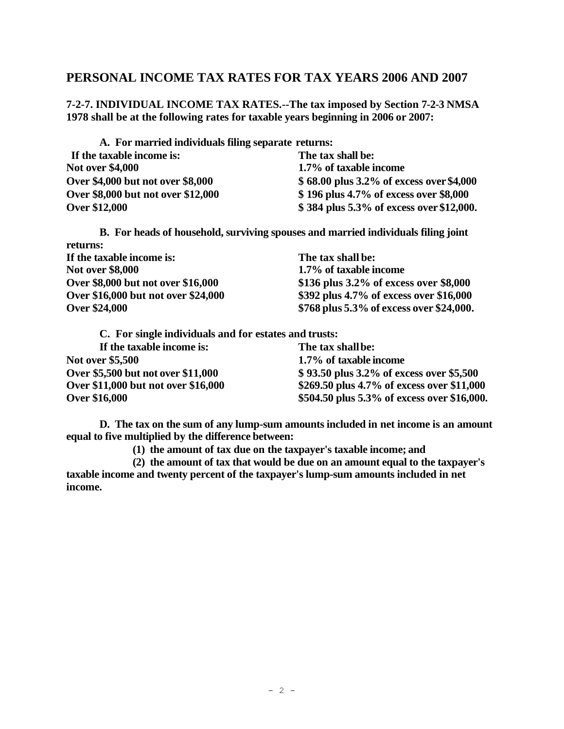## PERSONAL INCOME TAX RATES FOR TAX YEARS 2006 AND 2007

**7-2-7. INDIVIDUAL INCOME TAX RATES.--The tax imposed by Section 7-2-3 NMSA 1978 shall be at the following rates for taxable years beginning in 2006 or 2007:**

**A. For married individuals filing separate returns:**

| If the taxable income is: | The tax shall be: |
|---|---|
| Not over $4,000 | 1.7% of taxable income |
| Over $4,000 but not over $8,000 | $ 68.00 plus 3.2% of excess over $4,000 |
| Over $8,000 but not over $12,000 | $ 196 plus 4.7% of excess over $8,000 |
| Over $12,000 | $ 384 plus 5.3% of excess over $12,000. |

**B. For heads of household, surviving spouses and married individuals filing joint returns:**

| If the taxable income is: | The tax shall be: |
|---|---|
| Not over $8,000 | 1.7% of taxable income |
| Over $8,000 but not over $16,000 | $136 plus 3.2% of excess over $8,000 |
| Over $16,000 but not over $24,000 | $392 plus 4.7% of excess over $16,000 |
| Over $24,000 | $768 plus 5.3% of excess over $24,000. |

**C. For single individuals and for estates and trusts:**

| If the taxable income is: | The tax shall be: |
|---|---|
| Not over $5,500 | 1.7% of taxable income |
| Over $5,500 but not over $11,000 | $ 93.50 plus 3.2% of excess over $5,500 |
| Over $11,000 but not over $16,000 | $269.50 plus 4.7% of excess over $11,000 |
| Over $16,000 | $504.50 plus 5.3% of excess over $16,000. |

**D. The tax on the sum of any lump-sum amounts included in net income is an amount equal to five multiplied by the difference between:**

**(1) the amount of tax due on the taxpayer's taxable income; and**

**(2) the amount of tax that would be due on an amount equal to the taxpayer's taxable income and twenty percent of the taxpayer's lump-sum amounts included in net income.**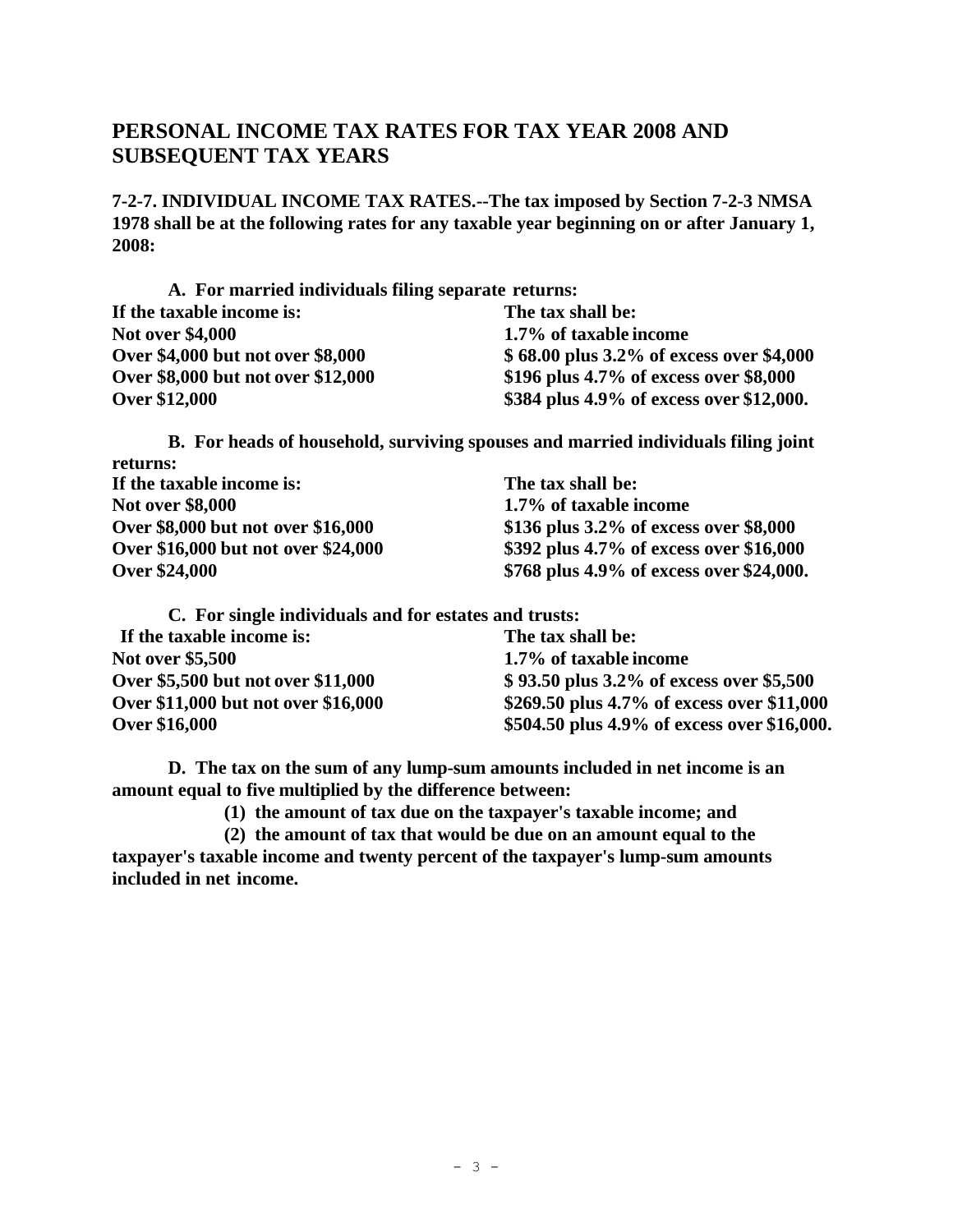# PERSONAL INCOME TAX RATES FOR TAX YEAR 2008 AND SUBSEQUENT TAX YEARS

**7-2-7. INDIVIDUAL INCOME TAX RATES.--The tax imposed by Section 7-2-3 NMSA 1978 shall be at the following rates for any taxable year beginning on or after January 1, 2008:**

**A. For married individuals filing separate returns:**

| If the taxable income is: | The tax shall be: |
|---|---|
| Not over $4,000 | 1.7% of taxable income |
| Over $4,000 but not over $8,000 | $ 68.00 plus 3.2% of excess over $4,000 |
| Over $8,000 but not over $12,000 | $196 plus 4.7% of excess over $8,000 |
| Over $12,000 | $384 plus 4.9% of excess over $12,000. |

**B. For heads of household, surviving spouses and married individuals filing joint returns:**

| If the taxable income is: | The tax shall be: |
|---|---|
| Not over $8,000 | 1.7% of taxable income |
| Over $8,000 but not over $16,000 | $136 plus 3.2% of excess over $8,000 |
| Over $16,000 but not over $24,000 | $392 plus 4.7% of excess over $16,000 |
| Over $24,000 | $768 plus 4.9% of excess over $24,000. |

**C. For single individuals and for estates and trusts:**

| If the taxable income is: | The tax shall be: |
|---|---|
| Not over $5,500 | 1.7% of taxable income |
| Over $5,500 but not over $11,000 | $ 93.50 plus 3.2% of excess over $5,500 |
| Over $11,000 but not over $16,000 | $269.50 plus 4.7% of excess over $11,000 |
| Over $16,000 | $504.50 plus 4.9% of excess over $16,000. |

**D. The tax on the sum of any lump-sum amounts included in net income is an amount equal to five multiplied by the difference between:**

**(1) the amount of tax due on the taxpayer's taxable income; and**

**(2) the amount of tax that would be due on an amount equal to the taxpayer's taxable income and twenty percent of the taxpayer's lump-sum amounts included in net income.**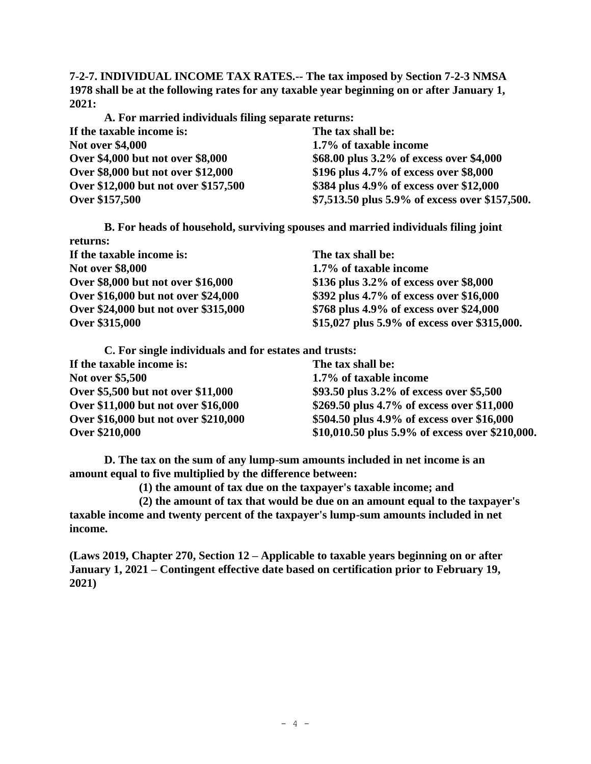**7-2-7. INDIVIDUAL INCOME TAX RATES.-- The tax imposed by Section 7-2-3 NMSA 1978 shall be at the following rates for any taxable year beginning on or after January 1, 2021:**

**A. For married individuals filing separate returns:**

| If the taxable income is: | The tax shall be: |
|---|---|
| Not over $4,000 | 1.7% of taxable income |
| Over $4,000 but not over $8,000 | $68.00 plus 3.2% of excess over $4,000 |
| Over $8,000 but not over $12,000 | $196 plus 4.7% of excess over $8,000 |
| Over $12,000 but not over $157,500 | $384 plus 4.9% of excess over $12,000 |
| Over $157,500 | $7,513.50 plus 5.9% of excess over $157,500. |

**B. For heads of household, surviving spouses and married individuals filing joint returns:**

| If the taxable income is: | The tax shall be: |
|---|---|
| Not over $8,000 | 1.7% of taxable income |
| Over $8,000 but not over $16,000 | $136 plus 3.2% of excess over $8,000 |
| Over $16,000 but not over $24,000 | $392 plus 4.7% of excess over $16,000 |
| Over $24,000 but not over $315,000 | $768 plus 4.9% of excess over $24,000 |
| Over $315,000 | $15,027 plus 5.9% of excess over $315,000. |

**C. For single individuals and for estates and trusts:**

| If the taxable income is: | The tax shall be: |
|---|---|
| Not over $5,500 | 1.7% of taxable income |
| Over $5,500 but not over $11,000 | $93.50 plus 3.2% of excess over $5,500 |
| Over $11,000 but not over $16,000 | $269.50 plus 4.7% of excess over $11,000 |
| Over $16,000 but not over $210,000 | $504.50 plus 4.9% of excess over $16,000 |
| Over $210,000 | $10,010.50 plus 5.9% of excess over $210,000. |

**D. The tax on the sum of any lump-sum amounts included in net income is an amount equal to five multiplied by the difference between:**

**(1) the amount of tax due on the taxpayer's taxable income; and**

**(2) the amount of tax that would be due on an amount equal to the taxpayer's taxable income and twenty percent of the taxpayer's lump-sum amounts included in net income.**

**(Laws 2019, Chapter 270, Section 12 – Applicable to taxable years beginning on or after January 1, 2021 – Contingent effective date based on certification prior to February 19, 2021)**